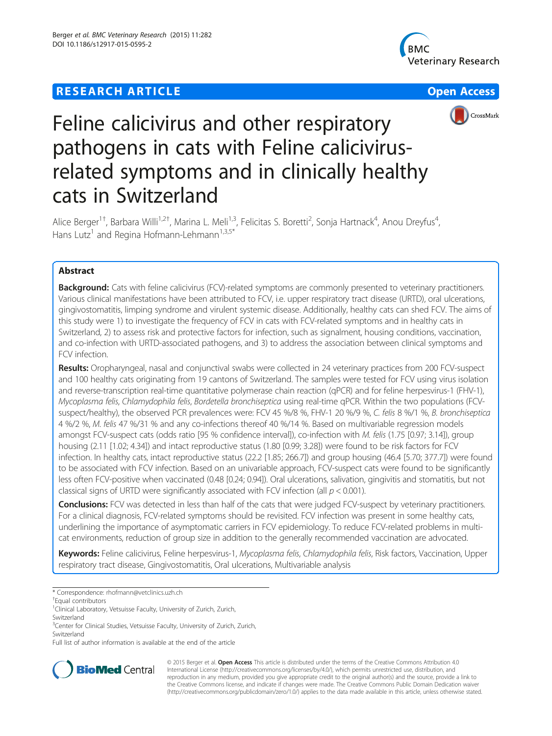**RESEARCH ARTICLE** **Open Access**

# Feline calicivirus and other respiratory pathogens in cats with Feline calicivirus-related symptoms and in clinically healthy cats in Switzerland

Alice Berger[1†], Barbara Willi[1,2†], Marina L. Meli[1,3], Felicitas S. Boretti[2], Sonja Hartnack[4], Anou Dreyfus[4], Hans Lutz[1] and Regina Hofmann-Lehmann[1,3,5*]

## Abstract

**Background:** Cats with feline calicivirus (FCV)-related symptoms are commonly presented to veterinary practitioners. Various clinical manifestations have been attributed to FCV, i.e. upper respiratory tract disease (URTD), oral ulcerations, gingivostomatitis, limping syndrome and virulent systemic disease. Additionally, healthy cats can shed FCV. The aims of this study were 1) to investigate the frequency of FCV in cats with FCV-related symptoms and in healthy cats in Switzerland, 2) to assess risk and protective factors for infection, such as signalment, housing conditions, vaccination, and co-infection with URTD-associated pathogens, and 3) to address the association between clinical symptoms and FCV infection.

**Results:** Oropharyngeal, nasal and conjunctival swabs were collected in 24 veterinary practices from 200 FCV-suspect and 100 healthy cats originating from 19 cantons of Switzerland. The samples were tested for FCV using virus isolation and reverse-transcription real-time quantitative polymerase chain reaction (qPCR) and for feline herpesvirus-1 (FHV-1), *Mycoplasma felis*, *Chlamydophila felis*, *Bordetella bronchiseptica* using real-time qPCR. Within the two populations (FCV-suspect/healthy), the observed PCR prevalences were: FCV 45 %/8 %, FHV-1 20 %/9 %, *C. felis* 8 %/1 %, *B. bronchiseptica* 4 %/2 %, *M. felis* 47 %/31 % and any co-infections thereof 40 %/14 %. Based on multivariable regression models amongst FCV-suspect cats (odds ratio [95 % confidence interval]), co-infection with *M. felis* (1.75 [0.97; 3.14]), group housing (2.11 [1.02; 4.34]) and intact reproductive status (1.80 [0.99; 3.28]) were found to be risk factors for FCV infection. In healthy cats, intact reproductive status (22.2 [1.85; 266.7]) and group housing (46.4 [5.70; 377.7]) were found to be associated with FCV infection. Based on an univariable approach, FCV-suspect cats were found to be significantly less often FCV-positive when vaccinated (0.48 [0.24; 0.94]). Oral ulcerations, salivation, gingivitis and stomatitis, but not classical signs of URTD were significantly associated with FCV infection (all $p < 0.001$).

**Conclusions:** FCV was detected in less than half of the cats that were judged FCV-suspect by veterinary practitioners. For a clinical diagnosis, FCV-related symptoms should be revisited. FCV infection was present in some healthy cats, underlining the importance of asymptomatic carriers in FCV epidemiology. To reduce FCV-related problems in multi-cat environments, reduction of group size in addition to the generally recommended vaccination are advocated.

**Keywords:** Feline calicivirus, Feline herpesvirus-1, *Mycoplasma felis*, *Chlamydophila felis*, Risk factors, Vaccination, Upper respiratory tract disease, Gingivostomatitis, Oral ulcerations, Multivariable analysis

---

\* Correspondence: rhofmann@vetclinics.uzh.ch
†Equal contributors
[1]Clinical Laboratory, Vetsuisse Faculty, University of Zurich, Zurich, Switzerland
[3]Center for Clinical Studies, Vetsuisse Faculty, University of Zurich, Zurich, Switzerland
Full list of author information is available at the end of the article

© 2015 Berger et al. **Open Access** This article is distributed under the terms of the Creative Commons Attribution 4.0 International License (http://creativecommons.org/licenses/by/4.0/), which permits unrestricted use, distribution, and reproduction in any medium, provided you give appropriate credit to the original author(s) and the source, provide a link to the Creative Commons license, and indicate if changes were made. The Creative Commons Public Domain Dedication waiver (http://creativecommons.org/publicdomain/zero/1.0/) applies to the data made available in this article, unless otherwise stated.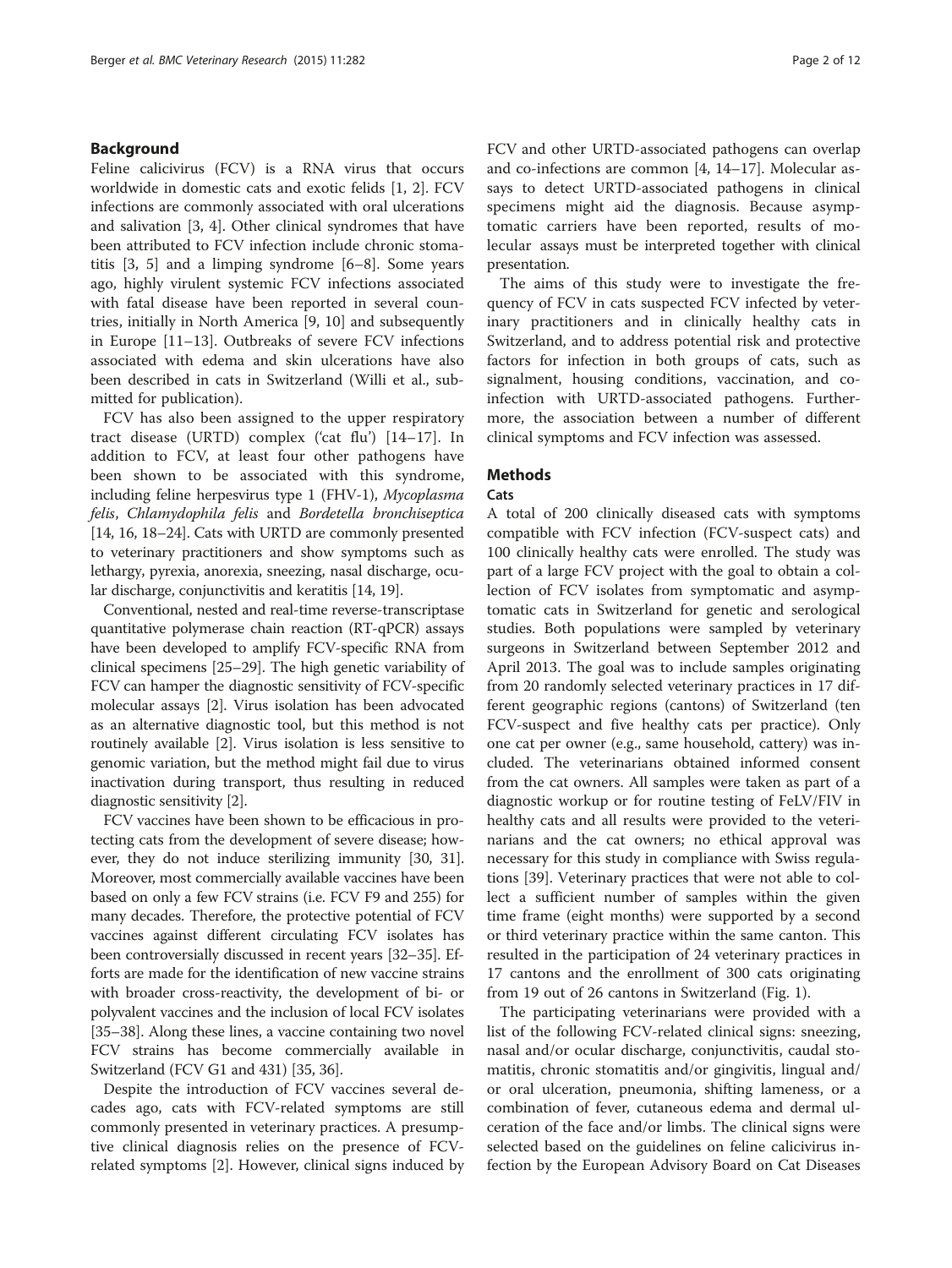## Background

Feline calicivirus (FCV) is a RNA virus that occurs worldwide in domestic cats and exotic felids [1, 2]. FCV infections are commonly associated with oral ulcerations and salivation [3, 4]. Other clinical syndromes that have been attributed to FCV infection include chronic stomatitis [3, 5] and a limping syndrome [6–8]. Some years ago, highly virulent systemic FCV infections associated with fatal disease have been reported in several countries, initially in North America [9, 10] and subsequently in Europe [11–13]. Outbreaks of severe FCV infections associated with edema and skin ulcerations have also been described in cats in Switzerland (Willi et al., submitted for publication).

FCV has also been assigned to the upper respiratory tract disease (URTD) complex ('cat flu') [14–17]. In addition to FCV, at least four other pathogens have been shown to be associated with this syndrome, including feline herpesvirus type 1 (FHV-1), *Mycoplasma felis*, *Chlamydophila felis* and *Bordetella bronchiseptica* [14, 16, 18–24]. Cats with URTD are commonly presented to veterinary practitioners and show symptoms such as lethargy, pyrexia, anorexia, sneezing, nasal discharge, ocular discharge, conjunctivitis and keratitis [14, 19].

Conventional, nested and real-time reverse-transcriptase quantitative polymerase chain reaction (RT-qPCR) assays have been developed to amplify FCV-specific RNA from clinical specimens [25–29]. The high genetic variability of FCV can hamper the diagnostic sensitivity of FCV-specific molecular assays [2]. Virus isolation has been advocated as an alternative diagnostic tool, but this method is not routinely available [2]. Virus isolation is less sensitive to genomic variation, but the method might fail due to virus inactivation during transport, thus resulting in reduced diagnostic sensitivity [2].

FCV vaccines have been shown to be efficacious in protecting cats from the development of severe disease; however, they do not induce sterilizing immunity [30, 31]. Moreover, most commercially available vaccines have been based on only a few FCV strains (i.e. FCV F9 and 255) for many decades. Therefore, the protective potential of FCV vaccines against different circulating FCV isolates has been controversially discussed in recent years [32–35]. Efforts are made for the identification of new vaccine strains with broader cross-reactivity, the development of bi- or polyvalent vaccines and the inclusion of local FCV isolates [35–38]. Along these lines, a vaccine containing two novel FCV strains has become commercially available in Switzerland (FCV G1 and 431) [35, 36].

Despite the introduction of FCV vaccines several decades ago, cats with FCV-related symptoms are still commonly presented in veterinary practices. A presumptive clinical diagnosis relies on the presence of FCV-related symptoms [2]. However, clinical signs induced by FCV and other URTD-associated pathogens can overlap and co-infections are common [4, 14–17]. Molecular assays to detect URTD-associated pathogens in clinical specimens might aid the diagnosis. Because asymptomatic carriers have been reported, results of molecular assays must be interpreted together with clinical presentation.

The aims of this study were to investigate the frequency of FCV in cats suspected FCV infected by veterinary practitioners and in clinically healthy cats in Switzerland, and to address potential risk and protective factors for infection in both groups of cats, such as signalment, housing conditions, vaccination, and co-infection with URTD-associated pathogens. Furthermore, the association between a number of different clinical symptoms and FCV infection was assessed.

## Methods

### Cats

A total of 200 clinically diseased cats with symptoms compatible with FCV infection (FCV-suspect cats) and 100 clinically healthy cats were enrolled. The study was part of a large FCV project with the goal to obtain a collection of FCV isolates from symptomatic and asymptomatic cats in Switzerland for genetic and serological studies. Both populations were sampled by veterinary surgeons in Switzerland between September 2012 and April 2013. The goal was to include samples originating from 20 randomly selected veterinary practices in 17 different geographic regions (cantons) of Switzerland (ten FCV-suspect and five healthy cats per practice). Only one cat per owner (e.g., same household, cattery) was included. The veterinarians obtained informed consent from the cat owners. All samples were taken as part of a diagnostic workup or for routine testing of FeLV/FIV in healthy cats and all results were provided to the veterinarians and the cat owners; no ethical approval was necessary for this study in compliance with Swiss regulations [39]. Veterinary practices that were not able to collect a sufficient number of samples within the given time frame (eight months) were supported by a second or third veterinary practice within the same canton. This resulted in the participation of 24 veterinary practices in 17 cantons and the enrollment of 300 cats originating from 19 out of 26 cantons in Switzerland (Fig. 1).

The participating veterinarians were provided with a list of the following FCV-related clinical signs: sneezing, nasal and/or ocular discharge, conjunctivitis, caudal stomatitis, chronic stomatitis and/or gingivitis, lingual and/or oral ulceration, pneumonia, shifting lameness, or a combination of fever, cutaneous edema and dermal ulceration of the face and/or limbs. The clinical signs were selected based on the guidelines on feline calicivirus infection by the European Advisory Board on Cat Diseases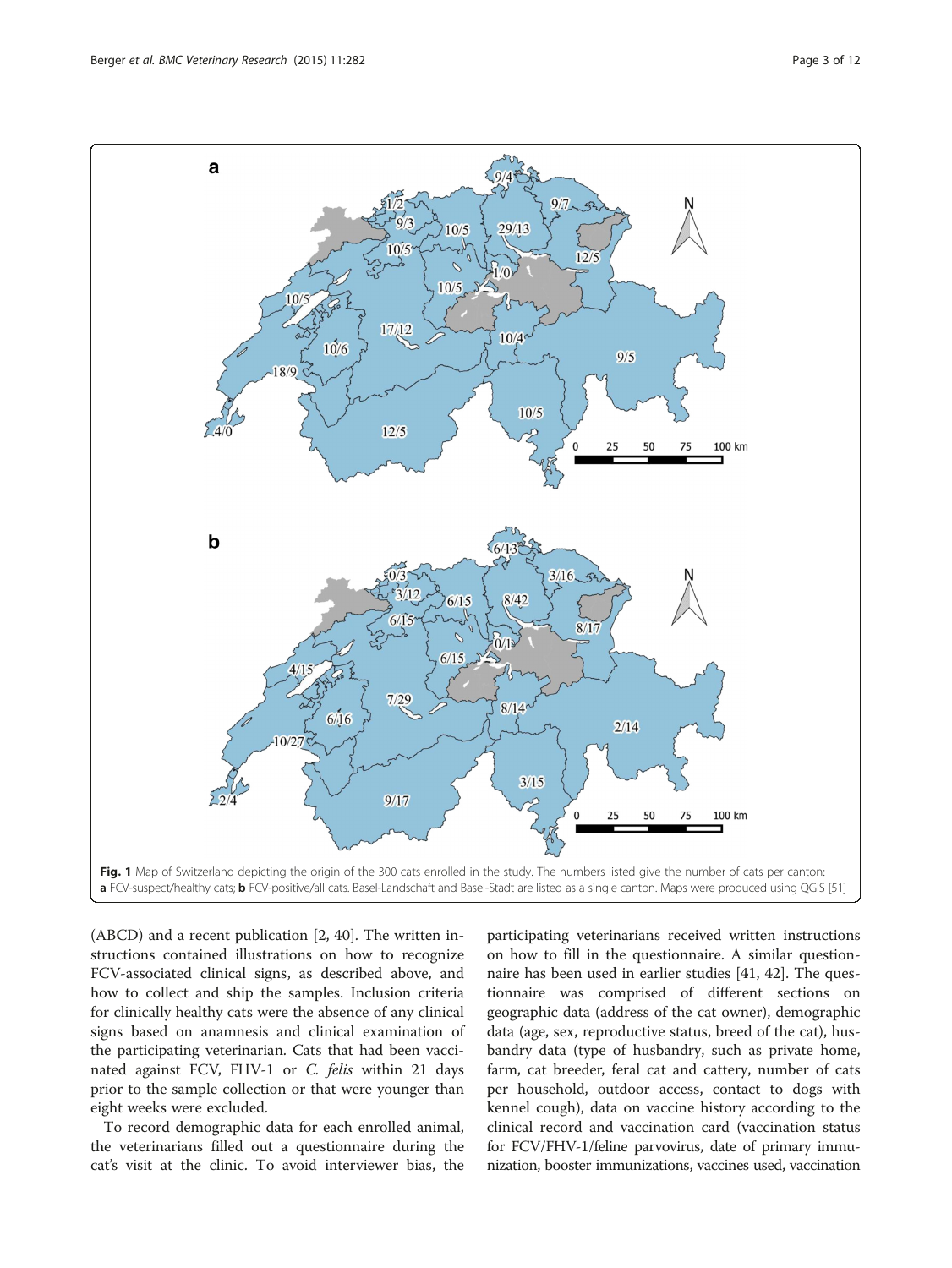Fig. 1 Map of Switzerland depicting the origin of the 300 cats enrolled in the study. The numbers listed give the number of cats per canton: **a** FCV-suspect/healthy cats; **b** FCV-positive/all cats. Basel-Landschaft and Basel-Stadt are listed as a single canton. Maps were produced using QGIS [51]

(ABCD) and a recent publication [2, 40]. The written instructions contained illustrations on how to recognize FCV-associated clinical signs, as described above, and how to collect and ship the samples. Inclusion criteria for clinically healthy cats were the absence of any clinical signs based on anamnesis and clinical examination of the participating veterinarian. Cats that had been vaccinated against FCV, FHV-1 or *C. felis* within 21 days prior to the sample collection or that were younger than eight weeks were excluded.

To record demographic data for each enrolled animal, the veterinarians filled out a questionnaire during the cat's visit at the clinic. To avoid interviewer bias, the participating veterinarians received written instructions on how to fill in the questionnaire. A similar questionnaire has been used in earlier studies [41, 42]. The questionnaire was comprised of different sections on geographic data (address of the cat owner), demographic data (age, sex, reproductive status, breed of the cat), husbandry data (type of husbandry, such as private home, farm, cat breeder, feral cat and cattery, number of cats per household, outdoor access, contact to dogs with kennel cough), data on vaccine history according to the clinical record and vaccination card (vaccination status for FCV/FHV-1/feline parvovirus, date of primary immunization, booster immunizations, vaccines used, vaccination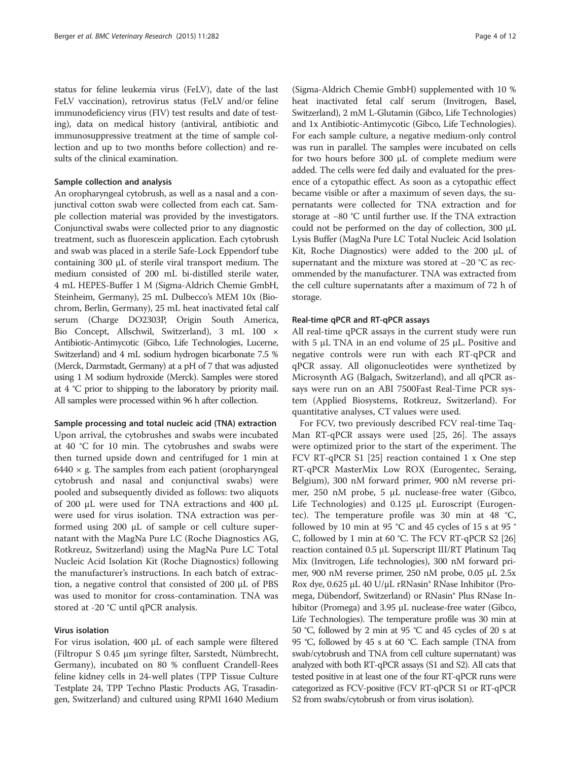status for feline leukemia virus (FeLV), date of the last FeLV vaccination), retrovirus status (FeLV and/or feline immunodeficiency virus (FIV) test results and date of testing), data on medical history (antiviral, antibiotic and immunosuppressive treatment at the time of sample collection and up to two months before collection) and results of the clinical examination.

#### Sample collection and analysis

An oropharyngeal cytobrush, as well as a nasal and a conjunctival cotton swab were collected from each cat. Sample collection material was provided by the investigators. Conjunctival swabs were collected prior to any diagnostic treatment, such as fluorescein application. Each cytobrush and swab was placed in a sterile Safe-Lock Eppendorf tube containing 300 μL of sterile viral transport medium. The medium consisted of 200 mL bi-distilled sterile water, 4 mL HEPES-Buffer 1 M (Sigma-Aldrich Chemie GmbH, Steinheim, Germany), 25 mL Dulbecco's MEM 10x (Biochrom, Berlin, Germany), 25 mL heat inactivated fetal calf serum (Charge DO2303P, Origin South America, Bio Concept, Allschwil, Switzerland), 3 mL 100 × Antibiotic-Antimycotic (Gibco, Life Technologies, Lucerne, Switzerland) and 4 mL sodium hydrogen bicarbonate 7.5 % (Merck, Darmstadt, Germany) at a pH of 7 that was adjusted using 1 M sodium hydroxide (Merck). Samples were stored at 4 °C prior to shipping to the laboratory by priority mail. All samples were processed within 96 h after collection.

#### Sample processing and total nucleic acid (TNA) extraction

Upon arrival, the cytobrushes and swabs were incubated at 40 °C for 10 min. The cytobrushes and swabs were then turned upside down and centrifuged for 1 min at 6440 × g. The samples from each patient (oropharyngeal cytobrush and nasal and conjunctival swabs) were pooled and subsequently divided as follows: two aliquots of 200 μL were used for TNA extractions and 400 μL were used for virus isolation. TNA extraction was performed using 200 μL of sample or cell culture supernatant with the MagNa Pure LC (Roche Diagnostics AG, Rotkreuz, Switzerland) using the MagNa Pure LC Total Nucleic Acid Isolation Kit (Roche Diagnostics) following the manufacturer's instructions. In each batch of extraction, a negative control that consisted of 200 μL of PBS was used to monitor for cross-contamination. TNA was stored at -20 °C until qPCR analysis.

#### Virus isolation

For virus isolation, 400 μL of each sample were filtered (Filtropur S 0.45 μm syringe filter, Sarstedt, Nümbrecht, Germany), incubated on 80 % confluent Crandell-Rees feline kidney cells in 24-well plates (TPP Tissue Culture Testplate 24, TPP Techno Plastic Products AG, Trasadingen, Switzerland) and cultured using RPMI 1640 Medium (Sigma-Aldrich Chemie GmbH) supplemented with 10 % heat inactivated fetal calf serum (Invitrogen, Basel, Switzerland), 2 mM L-Glutamin (Gibco, Life Technologies) and 1x Antibiotic-Antimycotic (Gibco, Life Technologies). For each sample culture, a negative medium-only control was run in parallel. The samples were incubated on cells for two hours before 300 μL of complete medium were added. The cells were fed daily and evaluated for the presence of a cytopathic effect. As soon as a cytopathic effect became visible or after a maximum of seven days, the supernatants were collected for TNA extraction and for storage at −80 °C until further use. If the TNA extraction could not be performed on the day of collection, 300 μL Lysis Buffer (MagNa Pure LC Total Nucleic Acid Isolation Kit, Roche Diagnostics) were added to the 200 μL of supernatant and the mixture was stored at −20 °C as recommended by the manufacturer. TNA was extracted from the cell culture supernatants after a maximum of 72 h of storage.

#### Real-time qPCR and RT-qPCR assays

All real-time qPCR assays in the current study were run with 5 μL TNA in an end volume of 25 μL. Positive and negative controls were run with each RT-qPCR and qPCR assay. All oligonucleotides were synthetized by Microsynth AG (Balgach, Switzerland), and all qPCR assays were run on an ABI 7500Fast Real-Time PCR system (Applied Biosystems, Rotkreuz, Switzerland). For quantitative analyses, CT values were used.

For FCV, two previously described FCV real-time TaqMan RT-qPCR assays were used [25, 26]. The assays were optimized prior to the start of the experiment. The FCV RT-qPCR S1 [25] reaction contained 1 x One step RT-qPCR MasterMix Low ROX (Eurogentec, Seraing, Belgium), 300 nM forward primer, 900 nM reverse primer, 250 nM probe, 5 μL nuclease-free water (Gibco, Life Technologies) and 0.125 μL Euroscript (Eurogentec). The temperature profile was 30 min at 48 °C, followed by 10 min at 95 °C and 45 cycles of 15 s at 95 °C, followed by 1 min at 60 °C. The FCV RT-qPCR S2 [26] reaction contained 0.5 μL Superscript III/RT Platinum Taq Mix (Invitrogen, Life technologies), 300 nM forward primer, 900 nM reverse primer, 250 nM probe, 0.05 μL 2.5x Rox dye, 0.625 μL 40 U/μL rRNasin® RNase Inhibitor (Promega, Dübendorf, Switzerland) or RNasin® Plus RNase Inhibitor (Promega) and 3.95 μL nuclease-free water (Gibco, Life Technologies). The temperature profile was 30 min at 50 °C, followed by 2 min at 95 °C and 45 cycles of 20 s at 95 °C, followed by 45 s at 60 °C. Each sample (TNA from swab/cytobrush and TNA from cell culture supernatant) was analyzed with both RT-qPCR assays (S1 and S2). All cats that tested positive in at least one of the four RT-qPCR runs were categorized as FCV-positive (FCV RT-qPCR S1 or RT-qPCR S2 from swabs/cytobrush or from virus isolation).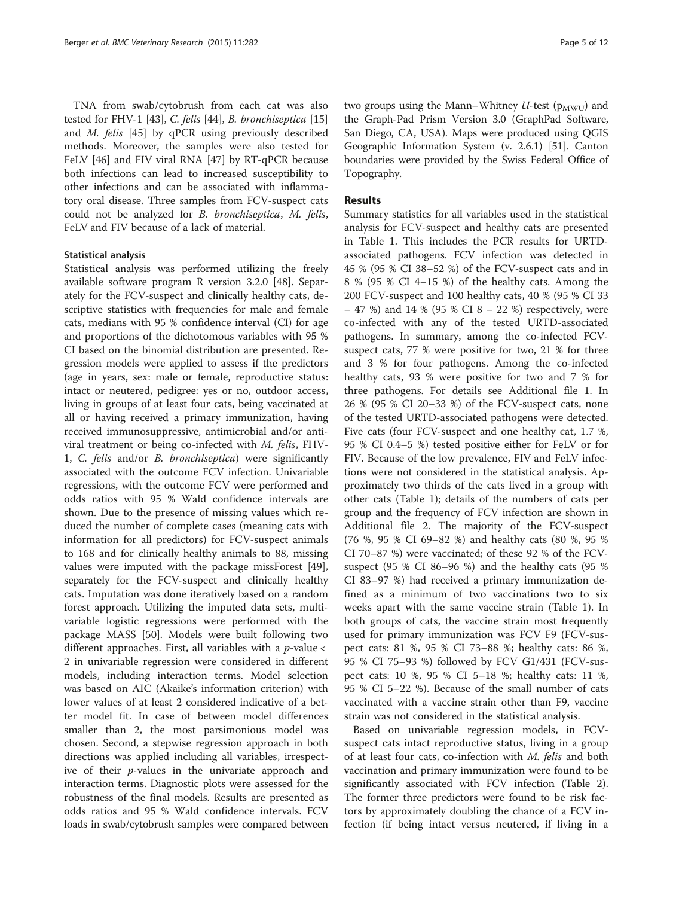TNA from swab/cytobrush from each cat was also tested for FHV-1 [43], *C. felis* [44], *B. bronchiseptica* [15] and *M. felis* [45] by qPCR using previously described methods. Moreover, the samples were also tested for FeLV [46] and FIV viral RNA [47] by RT-qPCR because both infections can lead to increased susceptibility to other infections and can be associated with inflammatory oral disease. Three samples from FCV-suspect cats could not be analyzed for *B. bronchiseptica*, *M. felis*, FeLV and FIV because of a lack of material.

### Statistical analysis

Statistical analysis was performed utilizing the freely available software program R version 3.2.0 [48]. Separately for the FCV-suspect and clinically healthy cats, descriptive statistics with frequencies for male and female cats, medians with 95 % confidence interval (CI) for age and proportions of the dichotomous variables with 95 % CI based on the binomial distribution are presented. Regression models were applied to assess if the predictors (age in years, sex: male or female, reproductive status: intact or neutered, pedigree: yes or no, outdoor access, living in groups of at least four cats, being vaccinated at all or having received a primary immunization, having received immunosuppressive, antimicrobial and/or antiviral treatment or being co-infected with *M. felis*, FHV-1, *C. felis* and/or *B. bronchiseptica*) were significantly associated with the outcome FCV infection. Univariable regressions, with the outcome FCV were performed and odds ratios with 95 % Wald confidence intervals are shown. Due to the presence of missing values which reduced the number of complete cases (meaning cats with information for all predictors) for FCV-suspect animals to 168 and for clinically healthy animals to 88, missing values were imputed with the package missForest [49], separately for the FCV-suspect and clinically healthy cats. Imputation was done iteratively based on a random forest approach. Utilizing the imputed data sets, multivariable logistic regressions were performed with the package MASS [50]. Models were built following two different approaches. First, all variables with a $p$-value < 2 in univariable regression were considered in different models, including interaction terms. Model selection was based on AIC (Akaike's information criterion) with lower values of at least 2 considered indicative of a better model fit. In case of between model differences smaller than 2, the most parsimonious model was chosen. Second, a stepwise regression approach in both directions was applied including all variables, irrespective of their $p$-values in the univariate approach and interaction terms. Diagnostic plots were assessed for the robustness of the final models. Results are presented as odds ratios and 95 % Wald confidence intervals. FCV loads in swab/cytobrush samples were compared between two groups using the Mann–Whitney $U$-test ($p_{MWU}$) and the Graph-Pad Prism Version 3.0 (GraphPad Software, San Diego, CA, USA). Maps were produced using QGIS Geographic Information System (v. 2.6.1) [51]. Canton boundaries were provided by the Swiss Federal Office of Topography.

## Results

Summary statistics for all variables used in the statistical analysis for FCV-suspect and healthy cats are presented in Table 1. This includes the PCR results for URTD-associated pathogens. FCV infection was detected in 45 % (95 % CI 38–52 %) of the FCV-suspect cats and in 8 % (95 % CI 4–15 %) of the healthy cats. Among the 200 FCV-suspect and 100 healthy cats, 40 % (95 % CI 33 – 47 %) and 14 % (95 % CI 8 – 22 %) respectively, were co-infected with any of the tested URTD-associated pathogens. In summary, among the co-infected FCV-suspect cats, 77 % were positive for two, 21 % for three and 3 % for four pathogens. Among the co-infected healthy cats, 93 % were positive for two and 7 % for three pathogens. For details see Additional file 1. In 26 % (95 % CI 20–33 %) of the FCV-suspect cats, none of the tested URTD-associated pathogens were detected. Five cats (four FCV-suspect and one healthy cat, 1.7 %, 95 % CI 0.4–5 %) tested positive either for FeLV or for FIV. Because of the low prevalence, FIV and FeLV infections were not considered in the statistical analysis. Approximately two thirds of the cats lived in a group with other cats (Table 1); details of the numbers of cats per group and the frequency of FCV infection are shown in Additional file 2. The majority of the FCV-suspect (76 %, 95 % CI 69–82 %) and healthy cats (80 %, 95 % CI 70–87 %) were vaccinated; of these 92 % of the FCV-suspect (95 % CI 86–96 %) and the healthy cats (95 % CI 83–97 %) had received a primary immunization defined as a minimum of two vaccinations two to six weeks apart with the same vaccine strain (Table 1). In both groups of cats, the vaccine strain most frequently used for primary immunization was FCV F9 (FCV-suspect cats: 81 %, 95 % CI 73–88 %; healthy cats: 86 %, 95 % CI 75–93 %) followed by FCV G1/431 (FCV-suspect cats: 10 %, 95 % CI 5–18 %; healthy cats: 11 %, 95 % CI 5–22 %). Because of the small number of cats vaccinated with a vaccine strain other than F9, vaccine strain was not considered in the statistical analysis.

Based on univariable regression models, in FCV-suspect cats intact reproductive status, living in a group of at least four cats, co-infection with *M. felis* and both vaccination and primary immunization were found to be significantly associated with FCV infection (Table 2). The former three predictors were found to be risk factors by approximately doubling the chance of a FCV infection (if being intact versus neutered, if living in a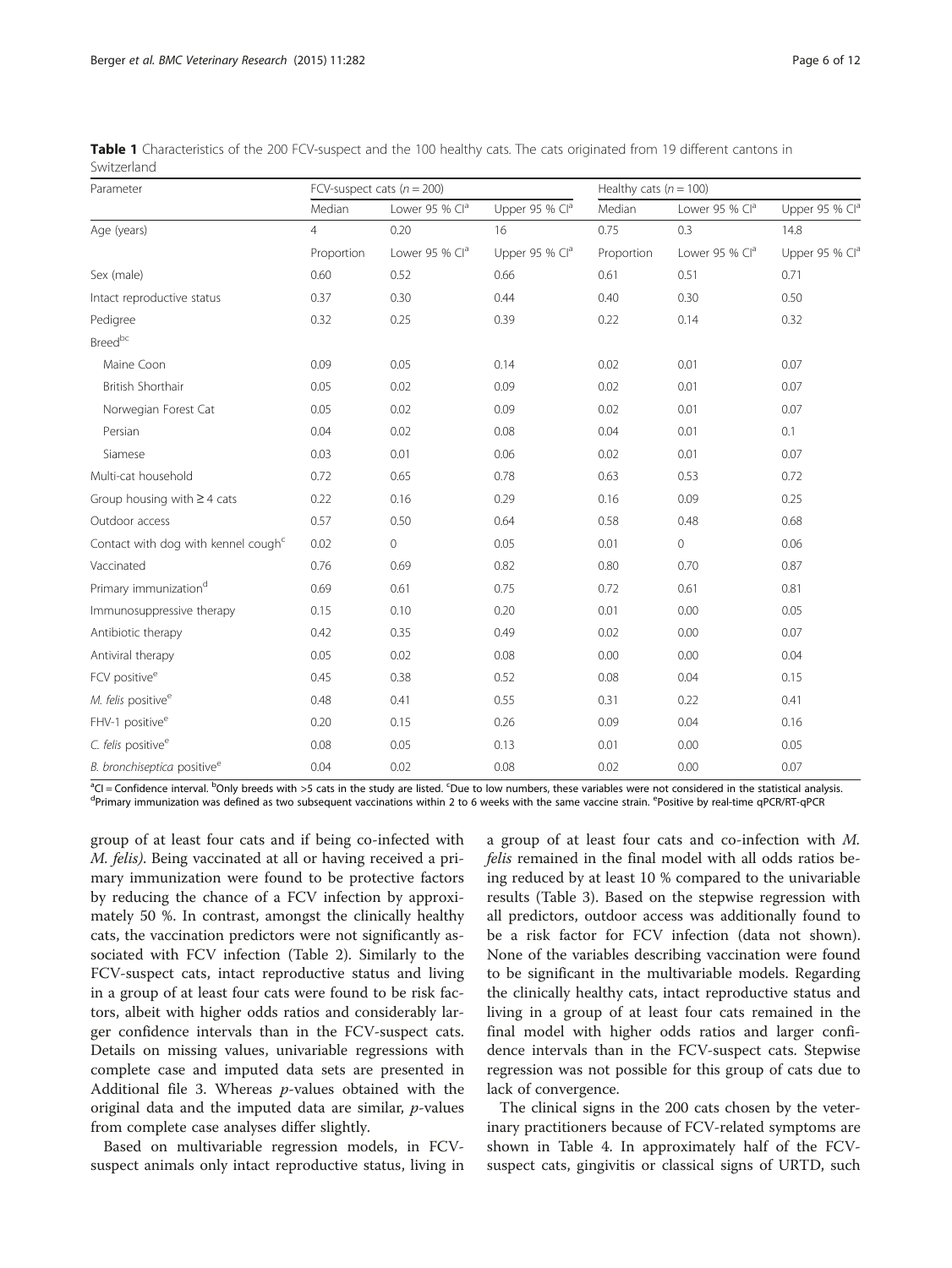**Table 1** Characteristics of the 200 FCV-suspect and the 100 healthy cats. The cats originated from 19 different cantons in Switzerland

| Parameter | FCV-suspect cats ($n = 200$) | | | Healthy cats ($n = 100$) | | |
|---|---|---|---|---|---|---|
| | Median | Lower 95 % CI[a] | Upper 95 % CI[a] | Median | Lower 95 % CI[a] | Upper 95 % CI[a] |
| Age (years) | 4 | 0.20 | 16 | 0.75 | 0.3 | 14.8 |
| | Proportion | Lower 95 % CI[a] | Upper 95 % CI[a] | Proportion | Lower 95 % CI[a] | Upper 95 % CI[a] |
| Sex (male) | 0.60 | 0.52 | 0.66 | 0.61 | 0.51 | 0.71 |
| Intact reproductive status | 0.37 | 0.30 | 0.44 | 0.40 | 0.30 | 0.50 |
| Pedigree | 0.32 | 0.25 | 0.39 | 0.22 | 0.14 | 0.32 |
| Breed[bc] | | | | | | |
| Maine Coon | 0.09 | 0.05 | 0.14 | 0.02 | 0.01 | 0.07 |
| British Shorthair | 0.05 | 0.02 | 0.09 | 0.02 | 0.01 | 0.07 |
| Norwegian Forest Cat | 0.05 | 0.02 | 0.09 | 0.02 | 0.01 | 0.07 |
| Persian | 0.04 | 0.02 | 0.08 | 0.04 | 0.01 | 0.1 |
| Siamese | 0.03 | 0.01 | 0.06 | 0.02 | 0.01 | 0.07 |
| Multi-cat household | 0.72 | 0.65 | 0.78 | 0.63 | 0.53 | 0.72 |
| Group housing with ≥ 4 cats | 0.22 | 0.16 | 0.29 | 0.16 | 0.09 | 0.25 |
| Outdoor access | 0.57 | 0.50 | 0.64 | 0.58 | 0.48 | 0.68 |
| Contact with dog with kennel cough[c] | 0.02 | 0 | 0.05 | 0.01 | 0 | 0.06 |
| Vaccinated | 0.76 | 0.69 | 0.82 | 0.80 | 0.70 | 0.87 |
| Primary immunization[d] | 0.69 | 0.61 | 0.75 | 0.72 | 0.61 | 0.81 |
| Immunosuppressive therapy | 0.15 | 0.10 | 0.20 | 0.01 | 0.00 | 0.05 |
| Antibiotic therapy | 0.42 | 0.35 | 0.49 | 0.02 | 0.00 | 0.07 |
| Antiviral therapy | 0.05 | 0.02 | 0.08 | 0.00 | 0.00 | 0.04 |
| FCV positive[e] | 0.45 | 0.38 | 0.52 | 0.08 | 0.04 | 0.15 |
| *M. felis* positive[e] | 0.48 | 0.41 | 0.55 | 0.31 | 0.22 | 0.41 |
| FHV-1 positive[e] | 0.20 | 0.15 | 0.26 | 0.09 | 0.04 | 0.16 |
| *C. felis* positive[e] | 0.08 | 0.05 | 0.13 | 0.01 | 0.00 | 0.05 |
| *B. bronchiseptica* positive[e] | 0.04 | 0.02 | 0.08 | 0.02 | 0.00 | 0.07 |

[a]CI = Confidence interval. [b]Only breeds with >5 cats in the study are listed. [c]Due to low numbers, these variables were not considered in the statistical analysis. [d]Primary immunization was defined as two subsequent vaccinations within 2 to 6 weeks with the same vaccine strain. [e]Positive by real-time qPCR/RT-qPCR

group of at least four cats and if being co-infected with *M. felis)*. Being vaccinated at all or having received a primary immunization were found to be protective factors by reducing the chance of a FCV infection by approximately 50 %. In contrast, amongst the clinically healthy cats, the vaccination predictors were not significantly associated with FCV infection (Table 2). Similarly to the FCV-suspect cats, intact reproductive status and living in a group of at least four cats were found to be risk factors, albeit with higher odds ratios and considerably larger confidence intervals than in the FCV-suspect cats. Details on missing values, univariable regressions with complete case and imputed data sets are presented in Additional file 3. Whereas $p$-values obtained with the original data and the imputed data are similar, $p$-values from complete case analyses differ slightly.

Based on multivariable regression models, in FCV-suspect animals only intact reproductive status, living in a group of at least four cats and co-infection with *M. felis* remained in the final model with all odds ratios being reduced by at least 10 % compared to the univariable results (Table 3). Based on the stepwise regression with all predictors, outdoor access was additionally found to be a risk factor for FCV infection (data not shown). None of the variables describing vaccination were found to be significant in the multivariable models. Regarding the clinically healthy cats, intact reproductive status and living in a group of at least four cats remained in the final model with higher odds ratios and larger confidence intervals than in the FCV-suspect cats. Stepwise regression was not possible for this group of cats due to lack of convergence.

The clinical signs in the 200 cats chosen by the veterinary practitioners because of FCV-related symptoms are shown in Table 4. In approximately half of the FCV-suspect cats, gingivitis or classical signs of URTD, such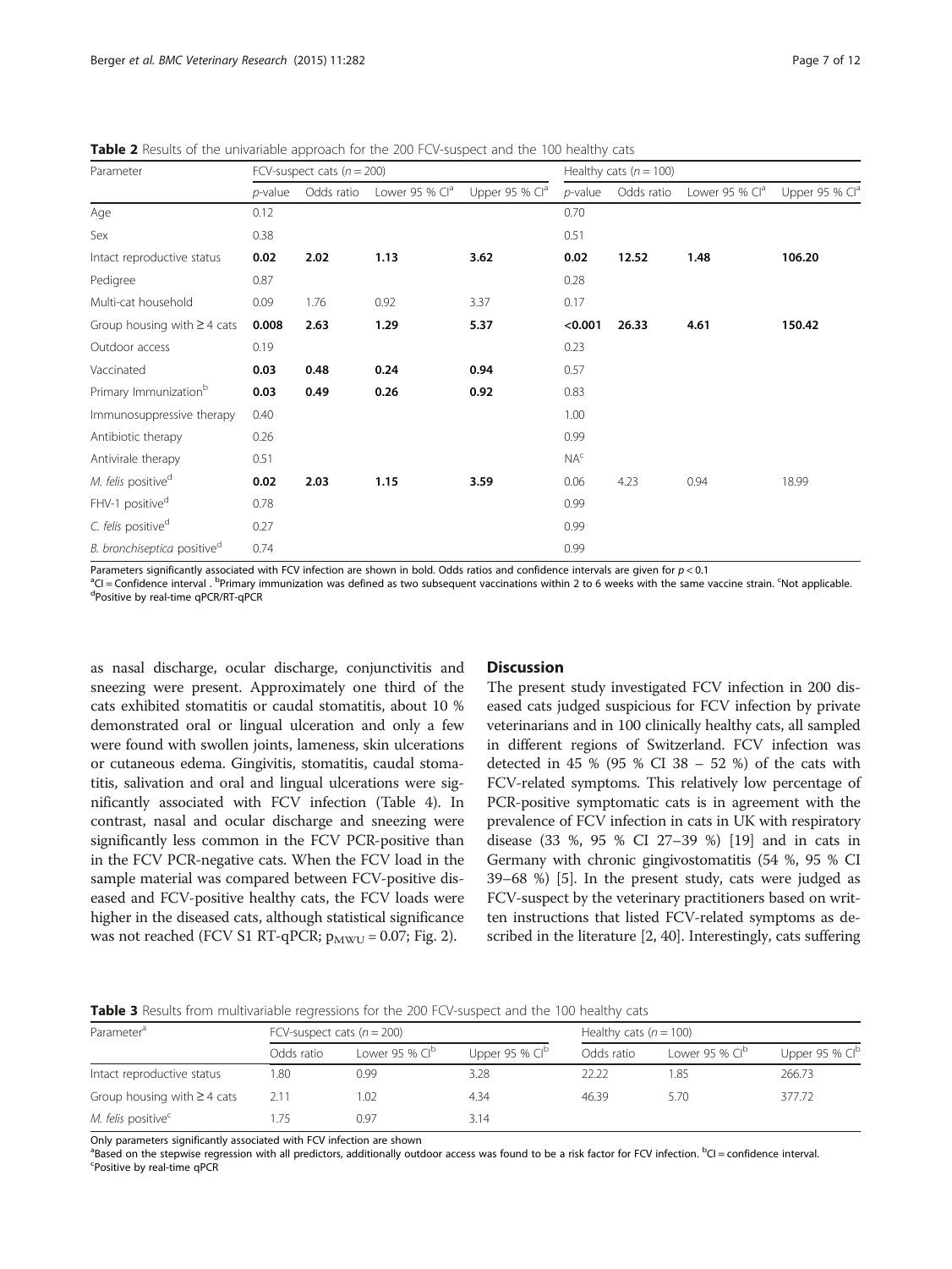**Table 2** Results of the univariable approach for the 200 FCV-suspect and the 100 healthy cats

| Parameter | FCV-suspect cats ($n = 200$) | | | | Healthy cats ($n = 100$) | | | |
|---|---|---|---|---|---|---|---|---|
| | $p$-value | Odds ratio | Lower 95 % CI[a] | Upper 95 % CI[a] | $p$-value | Odds ratio | Lower 95 % CI[a] | Upper 95 % CI[a] |
| Age | 0.12 | | | | 0.70 | | | |
| Sex | 0.38 | | | | 0.51 | | | |
| Intact reproductive status | **0.02** | **2.02** | **1.13** | **3.62** | **0.02** | **12.52** | **1.48** | **106.20** |
| Pedigree | 0.87 | | | | 0.28 | | | |
| Multi-cat household | 0.09 | 1.76 | 0.92 | 3.37 | 0.17 | | | |
| Group housing with ≥ 4 cats | **0.008** | **2.63** | **1.29** | **5.37** | **<0.001** | **26.33** | **4.61** | **150.42** |
| Outdoor access | 0.19 | | | | 0.23 | | | |
| Vaccinated | **0.03** | **0.48** | **0.24** | **0.94** | 0.57 | | | |
| Primary Immunization[b] | **0.03** | **0.49** | **0.26** | **0.92** | 0.83 | | | |
| Immunosuppressive therapy | 0.40 | | | | 1.00 | | | |
| Antibiotic therapy | 0.26 | | | | 0.99 | | | |
| Antivirale therapy | 0.51 | | | | NA[c] | | | |
| *M. felis* positive[d] | **0.02** | **2.03** | **1.15** | **3.59** | 0.06 | 4.23 | 0.94 | 18.99 |
| FHV-1 positive[d] | 0.78 | | | | 0.99 | | | |
| *C. felis* positive[d] | 0.27 | | | | 0.99 | | | |
| *B. bronchiseptica* positive[d] | 0.74 | | | | 0.99 | | | |

Parameters significantly associated with FCV infection are shown in bold. Odds ratios and confidence intervals are given for $p < 0.1$
[a]CI = Confidence interval . [b]Primary immunization was defined as two subsequent vaccinations within 2 to 6 weeks with the same vaccine strain. [c]Not applicable.
[d]Positive by real-time qPCR/RT-qPCR

as nasal discharge, ocular discharge, conjunctivitis and sneezing were present. Approximately one third of the cats exhibited stomatitis or caudal stomatitis, about 10 % demonstrated oral or lingual ulceration and only a few were found with swollen joints, lameness, skin ulcerations or cutaneous edema. Gingivitis, stomatitis, caudal stomatitis, salivation and oral and lingual ulcerations were significantly associated with FCV infection (Table 4). In contrast, nasal and ocular discharge and sneezing were significantly less common in the FCV PCR-positive than in the FCV PCR-negative cats. When the FCV load in the sample material was compared between FCV-positive diseased and FCV-positive healthy cats, the FCV loads were higher in the diseased cats, although statistical significance was not reached (FCV S1 RT-qPCR; $p_{MWU} = 0.07$; Fig. 2).

## Discussion

The present study investigated FCV infection in 200 diseased cats judged suspicious for FCV infection by private veterinarians and in 100 clinically healthy cats, all sampled in different regions of Switzerland. FCV infection was detected in 45 % (95 % CI 38 – 52 %) of the cats with FCV-related symptoms. This relatively low percentage of PCR-positive symptomatic cats is in agreement with the prevalence of FCV infection in cats in UK with respiratory disease (33 %, 95 % CI 27–39 %) [19] and in cats in Germany with chronic gingivostomatitis (54 %, 95 % CI 39–68 %) [5]. In the present study, cats were judged as FCV-suspect by the veterinary practitioners based on written instructions that listed FCV-related symptoms as described in the literature [2, 40]. Interestingly, cats suffering

**Table 3** Results from multivariable regressions for the 200 FCV-suspect and the 100 healthy cats

| Parameter[a] | FCV-suspect cats ($n = 200$) | | | Healthy cats ($n = 100$) | | |
|---|---|---|---|---|---|---|
| | Odds ratio | Lower 95 % CI[b] | Upper 95 % CI[b] | Odds ratio | Lower 95 % CI[b] | Upper 95 % CI[b] |
| Intact reproductive status | 1.80 | 0.99 | 3.28 | 22.22 | 1.85 | 266.73 |
| Group housing with ≥ 4 cats | 2.11 | 1.02 | 4.34 | 46.39 | 5.70 | 377.72 |
| *M. felis* positive[c] | 1.75 | 0.97 | 3.14 | | | |

Only parameters significantly associated with FCV infection are shown
[a]Based on the stepwise regression with all predictors, additionally outdoor access was found to be a risk factor for FCV infection. [b]CI = confidence interval.
[c]Positive by real-time qPCR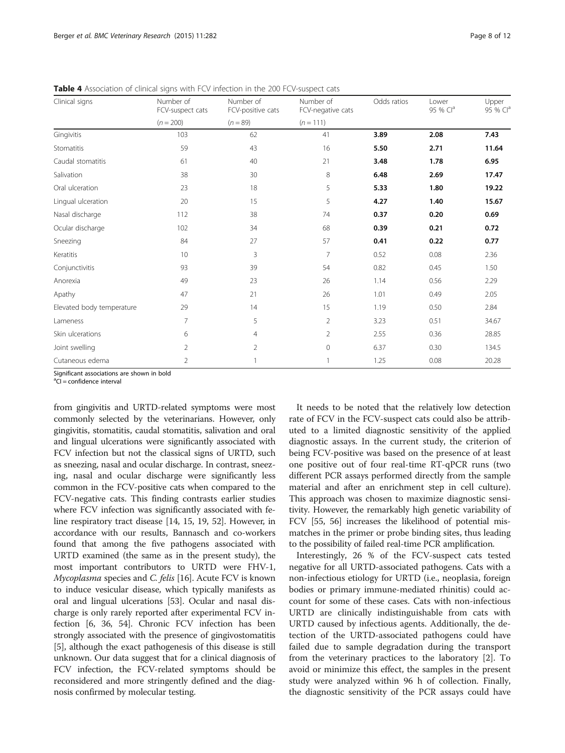**Table 4** Association of clinical signs with FCV infection in the 200 FCV-suspect cats

| Clinical signs | Number of FCV-suspect cats ($n = 200$) | Number of FCV-positive cats ($n = 89$) | Number of FCV-negative cats ($n = 111$) | Odds ratios | Lower 95 % CI[a] | Upper 95 % CI[a] |
|---|---|---|---|---|---|---|
| Gingivitis | 103 | 62 | 41 | **3.89** | **2.08** | **7.43** |
| Stomatitis | 59 | 43 | 16 | **5.50** | **2.71** | **11.64** |
| Caudal stomatitis | 61 | 40 | 21 | **3.48** | **1.78** | **6.95** |
| Salivation | 38 | 30 | 8 | **6.48** | **2.69** | **17.47** |
| Oral ulceration | 23 | 18 | 5 | **5.33** | **1.80** | **19.22** |
| Lingual ulceration | 20 | 15 | 5 | **4.27** | **1.40** | **15.67** |
| Nasal discharge | 112 | 38 | 74 | **0.37** | **0.20** | **0.69** |
| Ocular discharge | 102 | 34 | 68 | **0.39** | **0.21** | **0.72** |
| Sneezing | 84 | 27 | 57 | **0.41** | **0.22** | **0.77** |
| Keratitis | 10 | 3 | 7 | 0.52 | 0.08 | 2.36 |
| Conjunctivitis | 93 | 39 | 54 | 0.82 | 0.45 | 1.50 |
| Anorexia | 49 | 23 | 26 | 1.14 | 0.56 | 2.29 |
| Apathy | 47 | 21 | 26 | 1.01 | 0.49 | 2.05 |
| Elevated body temperature | 29 | 14 | 15 | 1.19 | 0.50 | 2.84 |
| Lameness | 7 | 5 | 2 | 3.23 | 0.51 | 34.67 |
| Skin ulcerations | 6 | 4 | 2 | 2.55 | 0.36 | 28.85 |
| Joint swelling | 2 | 2 | 0 | 6.37 | 0.30 | 134.5 |
| Cutaneous edema | 2 | 1 | 1 | 1.25 | 0.08 | 20.28 |

Significant associations are shown in bold
[a]CI = confidence interval

from gingivitis and URTD-related symptoms were most commonly selected by the veterinarians. However, only gingivitis, stomatitis, caudal stomatitis, salivation and oral and lingual ulcerations were significantly associated with FCV infection but not the classical signs of URTD, such as sneezing, nasal and ocular discharge. In contrast, sneezing, nasal and ocular discharge were significantly less common in the FCV-positive cats when compared to the FCV-negative cats. This finding contrasts earlier studies where FCV infection was significantly associated with feline respiratory tract disease [14, 15, 19, 52]. However, in accordance with our results, Bannasch and co-workers found that among the five pathogens associated with URTD examined (the same as in the present study), the most important contributors to URTD were FHV-1, *Mycoplasma* species and *C. felis* [16]. Acute FCV is known to induce vesicular disease, which typically manifests as oral and lingual ulcerations [53]. Ocular and nasal discharge is only rarely reported after experimental FCV infection [6, 36, 54]. Chronic FCV infection has been strongly associated with the presence of gingivostomatitis [5], although the exact pathogenesis of this disease is still unknown. Our data suggest that for a clinical diagnosis of FCV infection, the FCV-related symptoms should be reconsidered and more stringently defined and the diagnosis confirmed by molecular testing.

It needs to be noted that the relatively low detection rate of FCV in the FCV-suspect cats could also be attributed to a limited diagnostic sensitivity of the applied diagnostic assays. In the current study, the criterion of being FCV-positive was based on the presence of at least one positive out of four real-time RT-qPCR runs (two different PCR assays performed directly from the sample material and after an enrichment step in cell culture). This approach was chosen to maximize diagnostic sensitivity. However, the remarkably high genetic variability of FCV [55, 56] increases the likelihood of potential mismatches in the primer or probe binding sites, thus leading to the possibility of failed real-time PCR amplification.

Interestingly, 26 % of the FCV-suspect cats tested negative for all URTD-associated pathogens. Cats with a non-infectious etiology for URTD (i.e., neoplasia, foreign bodies or primary immune-mediated rhinitis) could account for some of these cases. Cats with non-infectious URTD are clinically indistinguishable from cats with URTD caused by infectious agents. Additionally, the detection of the URTD-associated pathogens could have failed due to sample degradation during the transport from the veterinary practices to the laboratory [2]. To avoid or minimize this effect, the samples in the present study were analyzed within 96 h of collection. Finally, the diagnostic sensitivity of the PCR assays could have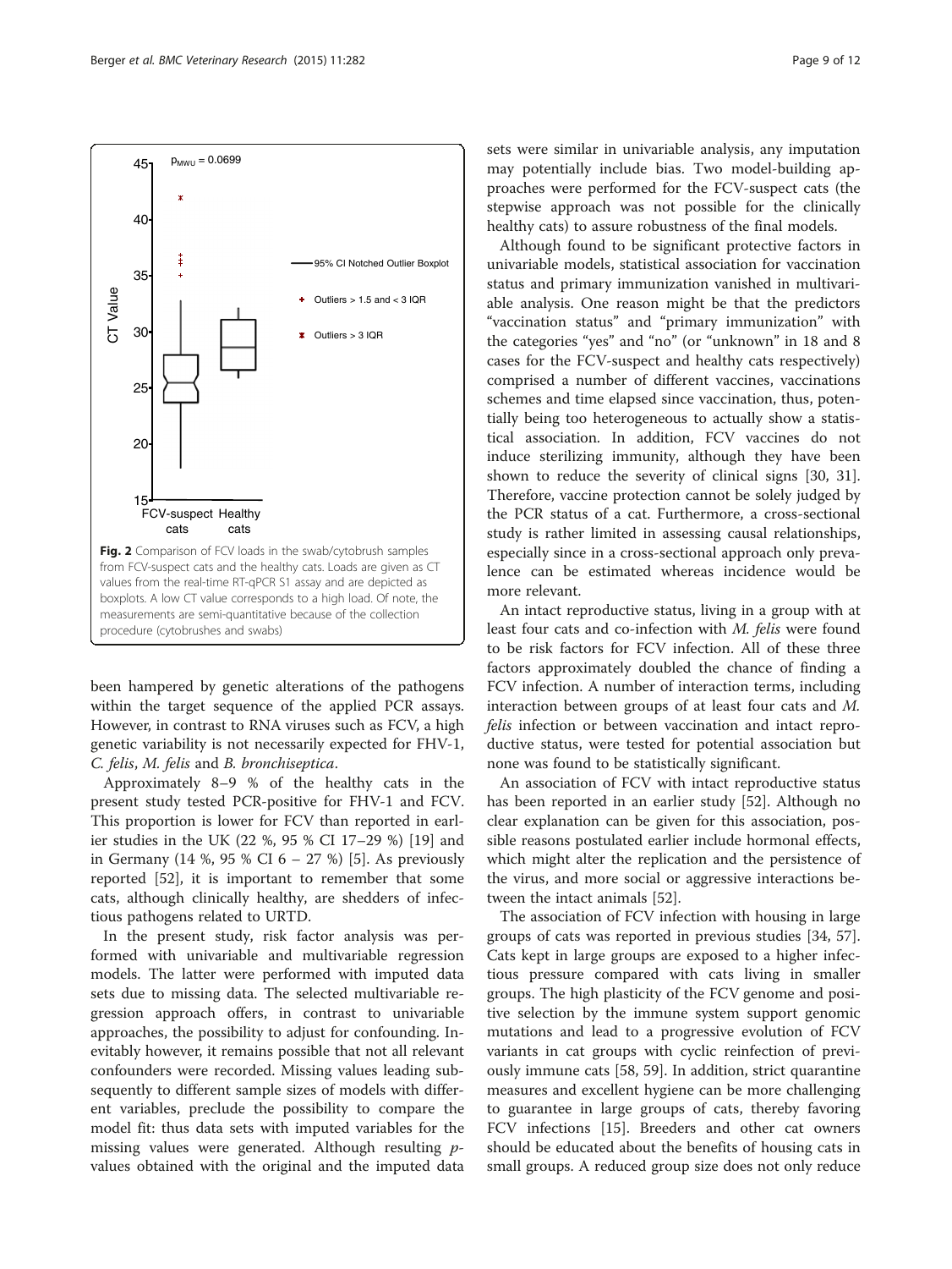$p_{MWU}$ = 0.0699

45
40
35
30
25
20
15

CT Value

95% CI Notched Outlier Boxplot

Outliers > 1.5 and < 3 IQR

Outliers > 3 IQR

FCV-suspect cats

Healthy cats

**Fig. 2** Comparison of FCV loads in the swab/cytobrush samples from FCV-suspect cats and the healthy cats. Loads are given as CT values from the real-time RT-qPCR S1 assay and are depicted as boxplots. A low CT value corresponds to a high load. Of note, the measurements are semi-quantitative because of the collection procedure (cytobrushes and swabs)

been hampered by genetic alterations of the pathogens within the target sequence of the applied PCR assays. However, in contrast to RNA viruses such as FCV, a high genetic variability is not necessarily expected for FHV-1, *C. felis*, *M. felis* and *B. bronchiseptica*.

Approximately 8–9 % of the healthy cats in the present study tested PCR-positive for FHV-1 and FCV. This proportion is lower for FCV than reported in earlier studies in the UK (22 %, 95 % CI 17–29 %) [19] and in Germany (14 %, 95 % CI 6 – 27 %) [5]. As previously reported [52], it is important to remember that some cats, although clinically healthy, are shedders of infectious pathogens related to URTD.

In the present study, risk factor analysis was performed with univariable and multivariable regression models. The latter were performed with imputed data sets due to missing data. The selected multivariable regression approach offers, in contrast to univariable approaches, the possibility to adjust for confounding. Inevitably however, it remains possible that not all relevant confounders were recorded. Missing values leading subsequently to different sample sizes of models with different variables, preclude the possibility to compare the model fit: thus data sets with imputed variables for the missing values were generated. Although resulting *p*-values obtained with the original and the imputed data sets were similar in univariable analysis, any imputation may potentially include bias. Two model-building approaches were performed for the FCV-suspect cats (the stepwise approach was not possible for the clinically healthy cats) to assure robustness of the final models.

Although found to be significant protective factors in univariable models, statistical association for vaccination status and primary immunization vanished in multivariable analysis. One reason might be that the predictors "vaccination status" and "primary immunization" with the categories "yes" and "no" (or "unknown" in 18 and 8 cases for the FCV-suspect and healthy cats respectively) comprised a number of different vaccines, vaccinations schemes and time elapsed since vaccination, thus, potentially being too heterogeneous to actually show a statistical association. In addition, FCV vaccines do not induce sterilizing immunity, although they have been shown to reduce the severity of clinical signs [30, 31]. Therefore, vaccine protection cannot be solely judged by the PCR status of a cat. Furthermore, a cross-sectional study is rather limited in assessing causal relationships, especially since in a cross-sectional approach only prevalence can be estimated whereas incidence would be more relevant.

An intact reproductive status, living in a group with at least four cats and co-infection with *M. felis* were found to be risk factors for FCV infection. All of these three factors approximately doubled the chance of finding a FCV infection. A number of interaction terms, including interaction between groups of at least four cats and *M. felis* infection or between vaccination and intact reproductive status, were tested for potential association but none was found to be statistically significant.

An association of FCV with intact reproductive status has been reported in an earlier study [52]. Although no clear explanation can be given for this association, possible reasons postulated earlier include hormonal effects, which might alter the replication and the persistence of the virus, and more social or aggressive interactions between the intact animals [52].

The association of FCV infection with housing in large groups of cats was reported in previous studies [34, 57]. Cats kept in large groups are exposed to a higher infectious pressure compared with cats living in smaller groups. The high plasticity of the FCV genome and positive selection by the immune system support genomic mutations and lead to a progressive evolution of FCV variants in cat groups with cyclic reinfection of previously immune cats [58, 59]. In addition, strict quarantine measures and excellent hygiene can be more challenging to guarantee in large groups of cats, thereby favoring FCV infections [15]. Breeders and other cat owners should be educated about the benefits of housing cats in small groups. A reduced group size does not only reduce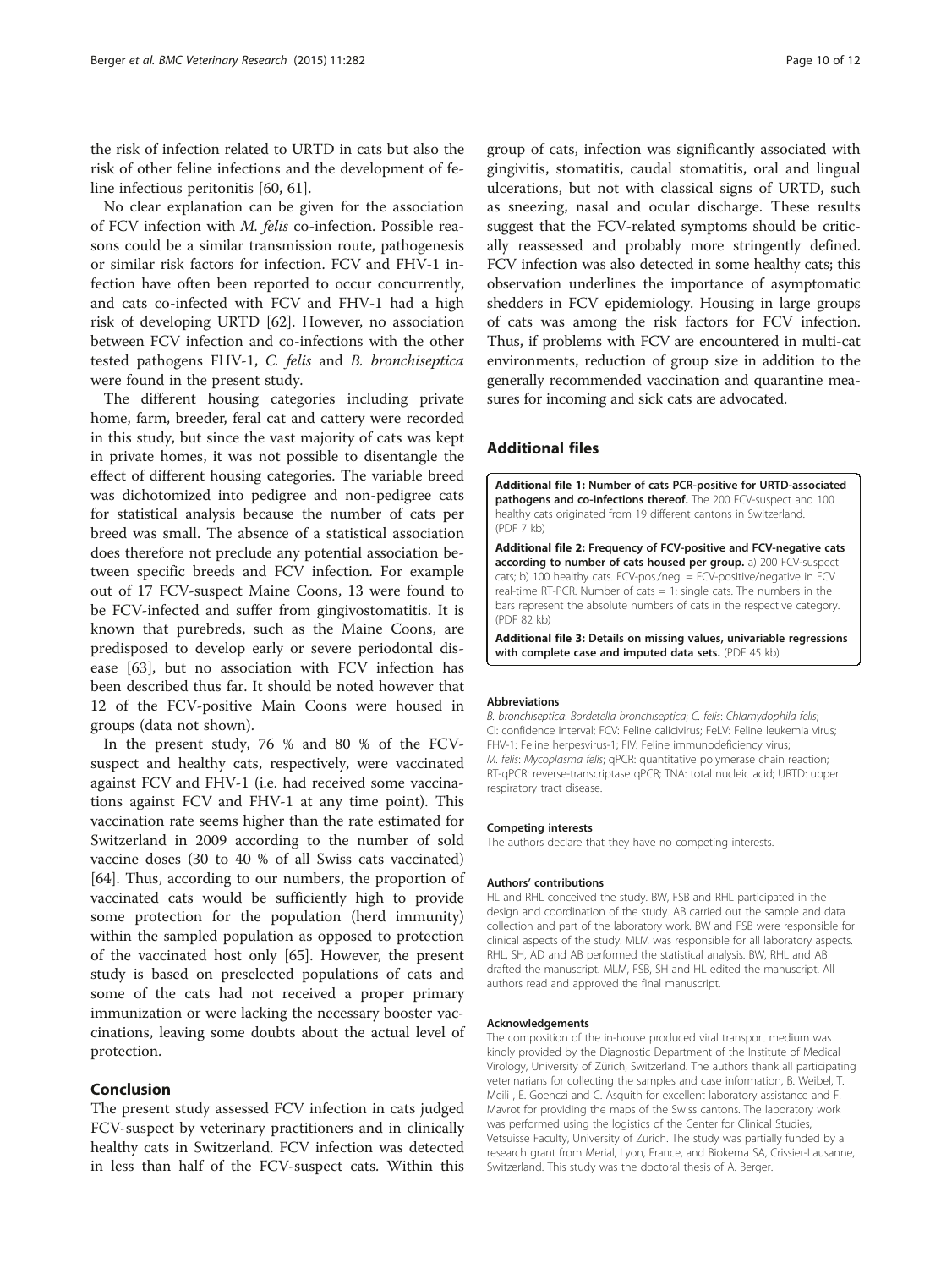the risk of infection related to URTD in cats but also the risk of other feline infections and the development of feline infectious peritonitis [60, 61].

No clear explanation can be given for the association of FCV infection with *M. felis* co-infection. Possible reasons could be a similar transmission route, pathogenesis or similar risk factors for infection. FCV and FHV-1 infection have often been reported to occur concurrently, and cats co-infected with FCV and FHV-1 had a high risk of developing URTD [62]. However, no association between FCV infection and co-infections with the other tested pathogens FHV-1, *C. felis* and *B. bronchiseptica* were found in the present study.

The different housing categories including private home, farm, breeder, feral cat and cattery were recorded in this study, but since the vast majority of cats was kept in private homes, it was not possible to disentangle the effect of different housing categories. The variable breed was dichotomized into pedigree and non-pedigree cats for statistical analysis because the number of cats per breed was small. The absence of a statistical association does therefore not preclude any potential association between specific breeds and FCV infection. For example out of 17 FCV-suspect Maine Coons, 13 were found to be FCV-infected and suffer from gingivostomatitis. It is known that purebreds, such as the Maine Coons, are predisposed to develop early or severe periodontal disease [63], but no association with FCV infection has been described thus far. It should be noted however that 12 of the FCV-positive Main Coons were housed in groups (data not shown).

In the present study, 76 % and 80 % of the FCV-suspect and healthy cats, respectively, were vaccinated against FCV and FHV-1 (i.e. had received some vaccinations against FCV and FHV-1 at any time point). This vaccination rate seems higher than the rate estimated for Switzerland in 2009 according to the number of sold vaccine doses (30 to 40 % of all Swiss cats vaccinated) [64]. Thus, according to our numbers, the proportion of vaccinated cats would be sufficiently high to provide some protection for the population (herd immunity) within the sampled population as opposed to protection of the vaccinated host only [65]. However, the present study is based on preselected populations of cats and some of the cats had not received a proper primary immunization or were lacking the necessary booster vaccinations, leaving some doubts about the actual level of protection.

## Conclusion

The present study assessed FCV infection in cats judged FCV-suspect by veterinary practitioners and in clinically healthy cats in Switzerland. FCV infection was detected in less than half of the FCV-suspect cats. Within this group of cats, infection was significantly associated with gingivitis, stomatitis, caudal stomatitis, oral and lingual ulcerations, but not with classical signs of URTD, such as sneezing, nasal and ocular discharge. These results suggest that the FCV-related symptoms should be critically reassessed and probably more stringently defined. FCV infection was also detected in some healthy cats; this observation underlines the importance of asymptomatic shedders in FCV epidemiology. Housing in large groups of cats was among the risk factors for FCV infection. Thus, if problems with FCV are encountered in multi-cat environments, reduction of group size in addition to the generally recommended vaccination and quarantine measures for incoming and sick cats are advocated.

## Additional files

**Additional file 1: Number of cats PCR-positive for URTD-associated pathogens and co-infections thereof.** The 200 FCV-suspect and 100 healthy cats originated from 19 different cantons in Switzerland. (PDF 7 kb)

**Additional file 2: Frequency of FCV-positive and FCV-negative cats according to number of cats housed per group.** a) 200 FCV-suspect cats; b) 100 healthy cats. FCV-pos./neg. = FCV-positive/negative in FCV real-time RT-PCR. Number of cats = 1: single cats. The numbers in the bars represent the absolute numbers of cats in the respective category. (PDF 82 kb)

**Additional file 3: Details on missing values, univariable regressions with complete case and imputed data sets.** (PDF 45 kb)

#### Abbreviations

*B. bronchiseptica*: *Bordetella bronchiseptica*; *C. felis*: *Chlamydophila felis*; CI: confidence interval; FCV: Feline calicivirus; FeLV: Feline leukemia virus; FHV-1: Feline herpesvirus-1; FIV: Feline immunodeficiency virus; *M. felis*: *Mycoplasma felis*; qPCR: quantitative polymerase chain reaction; RT-qPCR: reverse-transcriptase qPCR; TNA: total nucleic acid; URTD: upper respiratory tract disease.

#### Competing interests

The authors declare that they have no competing interests.

#### Authors' contributions

HL and RHL conceived the study. BW, FSB and RHL participated in the design and coordination of the study. AB carried out the sample and data collection and part of the laboratory work. BW and FSB were responsible for clinical aspects of the study. MLM was responsible for all laboratory aspects. RHL, SH, AD and AB performed the statistical analysis. BW, RHL and AB drafted the manuscript. MLM, FSB, SH and HL edited the manuscript. All authors read and approved the final manuscript.

#### Acknowledgements

The composition of the in-house produced viral transport medium was kindly provided by the Diagnostic Department of the Institute of Medical Virology, University of Zürich, Switzerland. The authors thank all participating veterinarians for collecting the samples and case information, B. Weibel, T. Meili , E. Goenczi and C. Asquith for excellent laboratory assistance and F. Mavrot for providing the maps of the Swiss cantons. The laboratory work was performed using the logistics of the Center for Clinical Studies, Vetsuisse Faculty, University of Zurich. The study was partially funded by a research grant from Merial, Lyon, France, and Biokema SA, Crissier-Lausanne, Switzerland. This study was the doctoral thesis of A. Berger.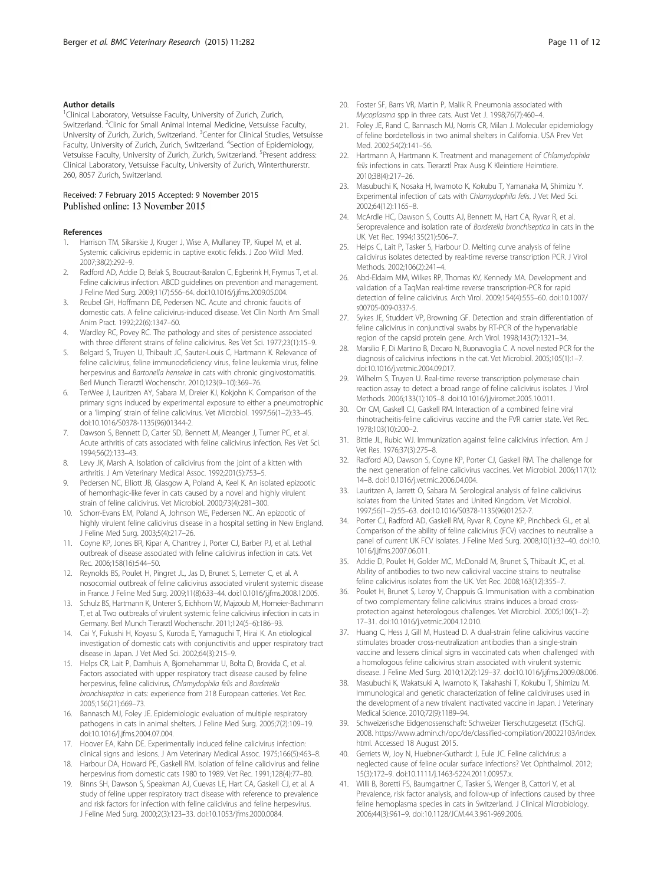#### Author details

[1]Clinical Laboratory, Vetsuisse Faculty, University of Zurich, Zurich, Switzerland. [2]Clinic for Small Animal Internal Medicine, Vetsuisse Faculty, University of Zurich, Zurich, Switzerland. [3]Center for Clinical Studies, Vetsuisse Faculty, University of Zurich, Zurich, Switzerland. [4]Section of Epidemiology, Vetsuisse Faculty, University of Zurich, Zurich, Switzerland. [5]Present address: Clinical Laboratory, Vetsuisse Faculty, University of Zurich, Winterthurerstr. 260, 8057 Zurich, Switzerland.

Received: 7 February 2015 Accepted: 9 November 2015
Published online: 13 November 2015

#### References

1. Harrison TM, Sikarskie J, Kruger J, Wise A, Mullaney TP, Kiupel M, et al. Systemic calicivirus epidemic in captive exotic felids. J Zoo Wildl Med. 2007;38(2):292–9.
2. Radford AD, Addie D, Belak S, Boucraut-Baralon C, Egberink H, Frymus T, et al. Feline calicivirus infection. ABCD guidelines on prevention and management. J Feline Med Surg. 2009;11(7):556–64. doi:10.1016/j.jfms.2009.05.004.
3. Reubel GH, Hoffmann DE, Pedersen NC. Acute and chronic faucitis of domestic cats. A feline calicivirus-induced disease. Vet Clin North Am Small Anim Pract. 1992;22(6):1347–60.
4. Wardley RC, Povey RC. The pathology and sites of persistence associated with three different strains of feline calicivirus. Res Vet Sci. 1977;23(1):15–9.
5. Belgard S, Truyen U, Thibault JC, Sauter-Louis C, Hartmann K. Relevance of feline calicivirus, feline immunodeficiency virus, feline leukemia virus, feline herpesvirus and *Bartonella henselae* in cats with chronic gingivostomatitis. Berl Munch Tierarztl Wochenschr. 2010;123(9–10):369–76.
6. TerWee J, Lauritzen AY, Sabara M, Dreier KJ, Kokjohn K. Comparison of the primary signs induced by experimental exposure to either a pneumotrophic or a 'limping' strain of feline calicivirus. Vet Microbiol. 1997;56(1–2):33–45. doi:10.1016/S0378-1135(96)01344-2.
7. Dawson S, Bennett D, Carter SD, Bennett M, Meanger J, Turner PC, et al. Acute arthritis of cats associated with feline calicivirus infection. Res Vet Sci. 1994;56(2):133–43.
8. Levy JK, Marsh A. Isolation of calicivirus from the joint of a kitten with arthritis. J Am Veterinary Medical Assoc. 1992;201(5):753–5.
9. Pedersen NC, Elliott JB, Glasgow A, Poland A, Keel K. An isolated epizootic of hemorrhagic-like fever in cats caused by a novel and highly virulent strain of feline calicivirus. Vet Microbiol. 2000;73(4):281–300.
10. Schorr-Evans EM, Poland A, Johnson WE, Pedersen NC. An epizootic of highly virulent feline calicivirus disease in a hospital setting in New England. J Feline Med Surg. 2003;5(4):217–26.
11. Coyne KP, Jones BR, Kipar A, Chantrey J, Porter CJ, Barber PJ, et al. Lethal outbreak of disease associated with feline calicivirus infection in cats. Vet Rec. 2006;158(16):544–50.
12. Reynolds BS, Poulet H, Pingret JL, Jas D, Brunet S, Lemeter C, et al. A nosocomial outbreak of feline calicivirus associated virulent systemic disease in France. J Feline Med Surg. 2009;11(8):633–44. doi:10.1016/j.jfms.2008.12.005.
13. Schulz BS, Hartmann K, Unterer S, Eichhorn W, Majzoub M, Homeier-Bachmann T, et al. Two outbreaks of virulent systemic feline calicivirus infection in cats in Germany. Berl Munch Tierarztl Wochenschr. 2011;124(5–6):186–93.
14. Cai Y, Fukushi H, Koyasu S, Kuroda E, Yamaguchi T, Hirai K. An etiological investigation of domestic cats with conjunctivitis and upper respiratory tract disease in Japan. J Vet Med Sci. 2002;64(3):215–9.
15. Helps CR, Lait P, Damhuis A, Bjornehammar U, Bolta D, Brovida C, et al. Factors associated with upper respiratory tract disease caused by feline herpesvirus, feline calicivirus, *Chlamydophila felis* and *Bordetella bronchiseptica* in cats: experience from 218 European catteries. Vet Rec. 2005;156(21):669–73.
16. Bannasch MJ, Foley JE. Epidemiologic evaluation of multiple respiratory pathogens in cats in animal shelters. J Feline Med Surg. 2005;7(2):109–19. doi:10.1016/j.jfms.2004.07.004.
17. Hoover EA, Kahn DE. Experimentally induced feline calicivirus infection: clinical signs and lesions. J Am Veterinary Medical Assoc. 1975;166(5):463–8.
18. Harbour DA, Howard PE, Gaskell RM. Isolation of feline calicivirus and feline herpesvirus from domestic cats 1980 to 1989. Vet Rec. 1991;128(4):77–80.
19. Binns SH, Dawson S, Speakman AJ, Cuevas LE, Hart CA, Gaskell CJ, et al. A study of feline upper respiratory tract disease with reference to prevalence and risk factors for infection with feline calicivirus and feline herpesvirus. J Feline Med Surg. 2000;2(3):123–33. doi:10.1053/jfms.2000.0084.
20. Foster SF, Barrs VR, Martin P, Malik R. Pneumonia associated with *Mycoplasma* spp in three cats. Aust Vet J. 1998;76(7):460–4.
21. Foley JE, Rand C, Bannasch MJ, Norris CR, Milan J. Molecular epidemiology of feline bordetellosis in two animal shelters in California. USA Prev Vet Med. 2002;54(2):141–56.
22. Hartmann A, Hartmann K. Treatment and management of *Chlamydophila felis* infections in cats. Tierarztl Prax Ausg K Kleintiere Heimtiere. 2010;38(4):217–26.
23. Masubuchi K, Nosaka H, Iwamoto K, Kokubu T, Yamanaka M, Shimizu Y. Experimental infection of cats with *Chlamydophila felis*. J Vet Med Sci. 2002;64(12):1165–8.
24. McArdle HC, Dawson S, Coutts AJ, Bennett M, Hart CA, Ryvar R, et al. Seroprevalence and isolation rate of *Bordetella bronchiseptica* in cats in the UK. Vet Rec. 1994;135(21):506–7.
25. Helps C, Lait P, Tasker S, Harbour D. Melting curve analysis of feline calicivirus isolates detected by real-time reverse transcription PCR. J Virol Methods. 2002;106(2):241–4.
26. Abd-Eldaim MM, Wilkes RP, Thomas KV, Kennedy MA. Development and validation of a TaqMan real-time reverse transcription-PCR for rapid detection of feline calicivirus. Arch Virol. 2009;154(4):555–60. doi:10.1007/s00705-009-0337-5.
27. Sykes JE, Studdert VP, Browning GF. Detection and strain differentiation of feline calicivirus in conjunctival swabs by RT-PCR of the hypervariable region of the capsid protein gene. Arch Virol. 1998;143(7):1321–34.
28. Marsilio F, Di Martino B, Decaro N, Buonavoglia C. A novel nested PCR for the diagnosis of calicivirus infections in the cat. Vet Microbiol. 2005;105(1):1–7. doi:10.1016/j.vetmic.2004.09.017.
29. Wilhelm S, Truyen U. Real-time reverse transcription polymerase chain reaction assay to detect a broad range of feline calicivirus isolates. J Virol Methods. 2006;133(1):105–8. doi:10.1016/j.jviromet.2005.10.011.
30. Orr CM, Gaskell CJ, Gaskell RM. Interaction of a combined feline viral rhinotracheitis-feline calicivirus vaccine and the FVR carrier state. Vet Rec. 1978;103(10):200–2.
31. Bittle JL, Rubic WJ. Immunization against feline calicivirus infection. Am J Vet Res. 1976;37(3):275–8.
32. Radford AD, Dawson S, Coyne KP, Porter CJ, Gaskell RM. The challenge for the next generation of feline calicivirus vaccines. Vet Microbiol. 2006;117(1):14–8. doi:10.1016/j.vetmic.2006.04.004.
33. Lauritzen A, Jarrett O, Sabara M. Serological analysis of feline calicivirus isolates from the United States and United Kingdom. Vet Microbiol. 1997;56(1–2):55–63. doi:10.1016/S0378-1135(96)01252-7.
34. Porter CJ, Radford AD, Gaskell RM, Ryvar R, Coyne KP, Pinchbeck GL, et al. Comparison of the ability of feline calicivirus (FCV) vaccines to neutralise a panel of current UK FCV isolates. J Feline Med Surg. 2008;10(1):32–40. doi:10.1016/j.jfms.2007.06.011.
35. Addie D, Poulet H, Golder MC, McDonald M, Brunet S, Thibault JC, et al. Ability of antibodies to two new caliciviral vaccine strains to neutralise feline calicivirus isolates from the UK. Vet Rec. 2008;163(12):355–7.
36. Poulet H, Brunet S, Leroy V, Chappuis G. Immunisation with a combination of two complementary feline calicivirus strains induces a broad cross-protection against heterologous challenges. Vet Microbiol. 2005;106(1–2):17–31. doi:10.1016/j.vetmic.2004.12.010.
37. Huang C, Hess J, Gill M, Hustead D. A dual-strain feline calicivirus vaccine stimulates broader cross-neutralization antibodies than a single-strain vaccine and lessens clinical signs in vaccinated cats when challenged with a homologous feline calicivirus strain associated with virulent systemic disease. J Feline Med Surg. 2010;12(2):129–37. doi:10.1016/j.jfms.2009.08.006.
38. Masubuchi K, Wakatsuki A, Iwamoto K, Takahashi T, Kokubu T, Shimizu M. Immunological and genetic characterization of feline caliciviruses used in the development of a new trivalent inactivated vaccine in Japan. J Veterinary Medical Science. 2010;72(9):1189–94.
39. Schweizerische Eidgenossenschaft: Schweizer Tierschutzgesetzt (TSchG). 2008. https://www.admin.ch/opc/de/classified-compilation/20022103/index.html. Accessed 18 August 2015.
40. Gerriets W, Joy N, Huebner-Guthardt J, Eule JC. Feline calicivirus: a neglected cause of feline ocular surface infections? Vet Ophthalmol. 2012;15(3):172–9. doi:10.1111/j.1463-5224.2011.00957.x.
41. Willi B, Boretti FS, Baumgartner C, Tasker S, Wenger B, Cattori V, et al. Prevalence, risk factor analysis, and follow-up of infections caused by three feline hemoplasma species in cats in Switzerland. J Clinical Microbiology. 2006;44(3):961–9. doi:10.1128/JCM.44.3.961-969.2006.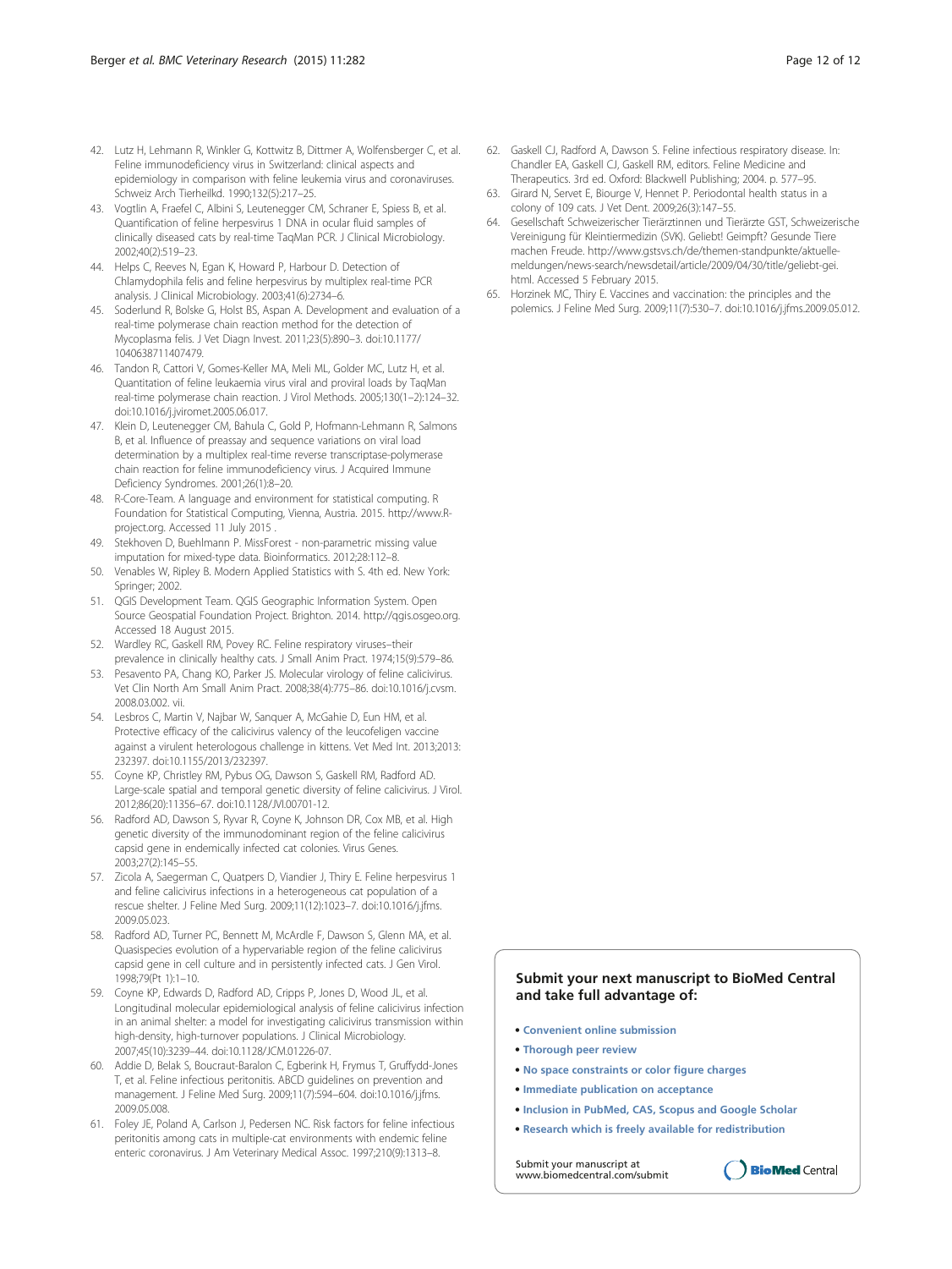42. Lutz H, Lehmann R, Winkler G, Kottwitz B, Dittmer A, Wolfensberger C, et al. Feline immunodeficiency virus in Switzerland: clinical aspects and epidemiology in comparison with feline leukemia virus and coronaviruses. Schweiz Arch Tierheilkd. 1990;132(5):217–25.
43. Vogtlin A, Fraefel C, Albini S, Leutenegger CM, Schraner E, Spiess B, et al. Quantification of feline herpesvirus 1 DNA in ocular fluid samples of clinically diseased cats by real-time TaqMan PCR. J Clinical Microbiology. 2002;40(2):519–23.
44. Helps C, Reeves N, Egan K, Howard P, Harbour D. Detection of Chlamydophila felis and feline herpesvirus by multiplex real-time PCR analysis. J Clinical Microbiology. 2003;41(6):2734–6.
45. Soderlund R, Bolske G, Holst BS, Aspan A. Development and evaluation of a real-time polymerase chain reaction method for the detection of Mycoplasma felis. J Vet Diagn Invest. 2011;23(5):890–3. doi:10.1177/1040638711407479.
46. Tandon R, Cattori V, Gomes-Keller MA, Meli ML, Golder MC, Lutz H, et al. Quantitation of feline leukaemia virus viral and proviral loads by TaqMan real-time polymerase chain reaction. J Virol Methods. 2005;130(1–2):124–32. doi:10.1016/j.jviromet.2005.06.017.
47. Klein D, Leutenegger CM, Bahula C, Gold P, Hofmann-Lehmann R, Salmons B, et al. Influence of preassay and sequence variations on viral load determination by a multiplex real-time reverse transcriptase-polymerase chain reaction for feline immunodeficiency virus. J Acquired Immune Deficiency Syndromes. 2001;26(1):8–20.
48. R-Core-Team. A language and environment for statistical computing. R Foundation for Statistical Computing, Vienna, Austria. 2015. http://www.R-project.org. Accessed 11 July 2015 .
49. Stekhoven D, Buehlmann P. MissForest - non-parametric missing value imputation for mixed-type data. Bioinformatics. 2012;28:112–8.
50. Venables W, Ripley B. Modern Applied Statistics with S. 4th ed. New York: Springer; 2002.
51. QGIS Development Team. QGIS Geographic Information System. Open Source Geospatial Foundation Project. Brighton. 2014. http://qgis.osgeo.org. Accessed 18 August 2015.
52. Wardley RC, Gaskell RM, Povey RC. Feline respiratory viruses–their prevalence in clinically healthy cats. J Small Anim Pract. 1974;15(9):579–86.
53. Pesavento PA, Chang KO, Parker JS. Molecular virology of feline calicivirus. Vet Clin North Am Small Anim Pract. 2008;38(4):775–86. doi:10.1016/j.cvsm.2008.03.002. vii.
54. Lesbros C, Martin V, Najbar W, Sanquer A, McGahie D, Eun HM, et al. Protective efficacy of the calicivirus valency of the leucofeligen vaccine against a virulent heterologous challenge in kittens. Vet Med Int. 2013;2013:232397. doi:10.1155/2013/232397.
55. Coyne KP, Christley RM, Pybus OG, Dawson S, Gaskell RM, Radford AD. Large-scale spatial and temporal genetic diversity of feline calicivirus. J Virol. 2012;86(20):11356–67. doi:10.1128/JVI.00701-12.
56. Radford AD, Dawson S, Ryvar R, Coyne K, Johnson DR, Cox MB, et al. High genetic diversity of the immunodominant region of the feline calicivirus capsid gene in endemically infected cat colonies. Virus Genes. 2003;27(2):145–55.
57. Zicola A, Saegerman C, Quatpers D, Viandier J, Thiry E. Feline herpesvirus 1 and feline calicivirus infections in a heterogeneous cat population of a rescue shelter. J Feline Med Surg. 2009;11(12):1023–7. doi:10.1016/j.jfms.2009.05.023.
58. Radford AD, Turner PC, Bennett M, McArdle F, Dawson S, Glenn MA, et al. Quasispecies evolution of a hypervariable region of the feline calicivirus capsid gene in cell culture and in persistently infected cats. J Gen Virol. 1998;79(Pt 1):1–10.
59. Coyne KP, Edwards D, Radford AD, Cripps P, Jones D, Wood JL, et al. Longitudinal molecular epidemiological analysis of feline calicivirus infection in an animal shelter: a model for investigating calicivirus transmission within high-density, high-turnover populations. J Clinical Microbiology. 2007;45(10):3239–44. doi:10.1128/JCM.01226-07.
60. Addie D, Belak S, Boucraut-Baralon C, Egberink H, Frymus T, Gruffydd-Jones T, et al. Feline infectious peritonitis. ABCD guidelines on prevention and management. J Feline Med Surg. 2009;11(7):594–604. doi:10.1016/j.jfms.2009.05.008.
61. Foley JE, Poland A, Carlson J, Pedersen NC. Risk factors for feline infectious peritonitis among cats in multiple-cat environments with endemic feline enteric coronavirus. J Am Veterinary Medical Assoc. 1997;210(9):1313–8.
62. Gaskell CJ, Radford A, Dawson S. Feline infectious respiratory disease. In: Chandler EA, Gaskell CJ, Gaskell RM, editors. Feline Medicine and Therapeutics. 3rd ed. Oxford: Blackwell Publishing; 2004. p. 577–95.
63. Girard N, Servet E, Biourge V, Hennet P. Periodontal health status in a colony of 109 cats. J Vet Dent. 2009;26(3):147–55.
64. Gesellschaft Schweizerischer Tierärztinnen und Tierärzte GST, Schweizerische Vereinigung für Kleintiermedizin (SVK). Geliebt! Geimpft? Gesunde Tiere machen Freude. http://www.gstsvs.ch/de/themen-standpunkte/aktuelle-meldungen/news-search/newsdetail/article/2009/04/30/title/geliebt-gei.html. Accessed 5 February 2015.
65. Horzinek MC, Thiry E. Vaccines and vaccination: the principles and the polemics. J Feline Med Surg. 2009;11(7):530–7. doi:10.1016/j.jfms.2009.05.012.